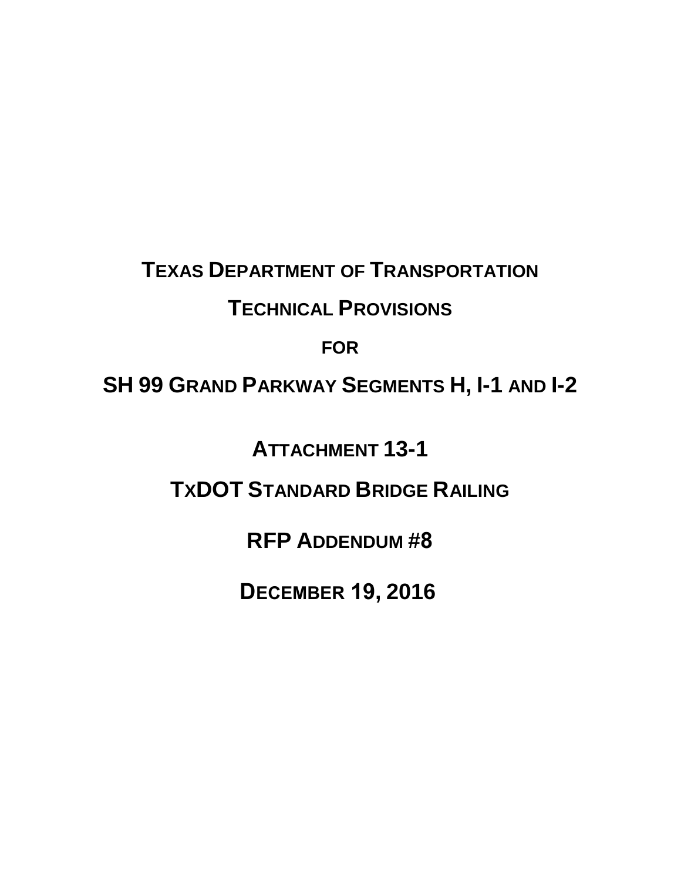# TEXAS DEPARTMENT OF TRANSPORTATION

# TECHNICAL PROVISIONS

## FOR

# SH 99 GRAND PARKWAY SEGMENTS H, I-1 AND I-2

## ATTACHMENT 13-1

## TXDOT STANDARD BRIDGE RAILING

## RFP ADDENDUM #8

## DECEMBER 19, 2016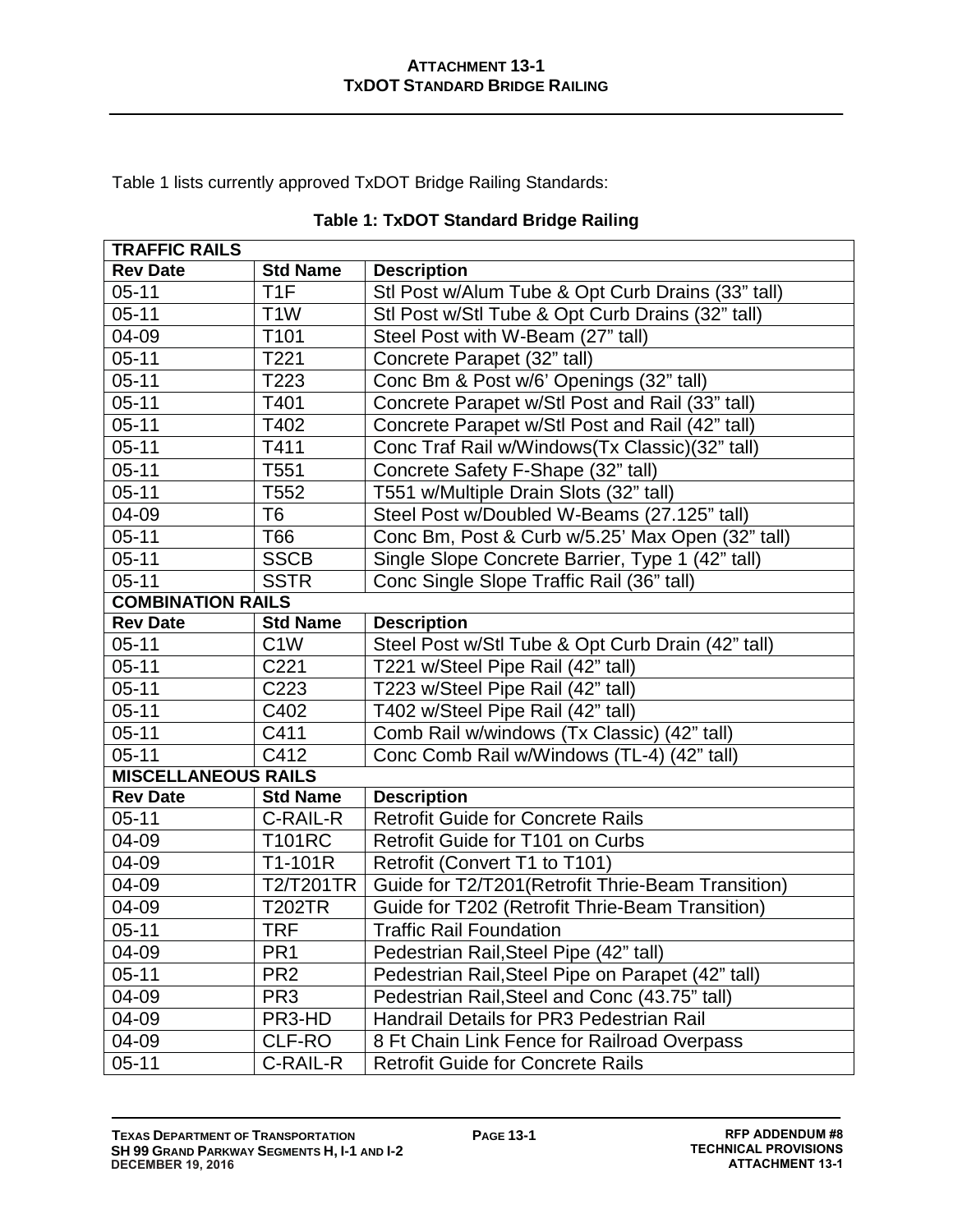# Attachment 13-1
## TxDOT Standard Bridge Railing

Table 1 lists currently approved TxDOT Bridge Railing Standards:

**Table 1: TxDOT Standard Bridge Railing**

| **TRAFFIC RAILS** | | |
|---|---|---|
| **Rev Date** | **Std Name** | **Description** |
| 05-11 | T1F | Stl Post w/Alum Tube & Opt Curb Drains (33" tall) |
| 05-11 | T1W | Stl Post w/Stl Tube & Opt Curb Drains (32" tall) |
| 04-09 | T101 | Steel Post with W-Beam (27" tall) |
| 05-11 | T221 | Concrete Parapet (32" tall) |
| 05-11 | T223 | Conc Bm & Post w/6' Openings (32" tall) |
| 05-11 | T401 | Concrete Parapet w/Stl Post and Rail (33" tall) |
| 05-11 | T402 | Concrete Parapet w/Stl Post and Rail (42" tall) |
| 05-11 | T411 | Conc Traf Rail w/Windows(Tx Classic)(32" tall) |
| 05-11 | T551 | Concrete Safety F-Shape (32" tall) |
| 05-11 | T552 | T551 w/Multiple Drain Slots (32" tall) |
| 04-09 | T6 | Steel Post w/Doubled W-Beams (27.125" tall) |
| 05-11 | T66 | Conc Bm, Post & Curb w/5.25' Max Open (32" tall) |
| 05-11 | SSCB | Single Slope Concrete Barrier, Type 1 (42" tall) |
| 05-11 | SSTR | Conc Single Slope Traffic Rail (36" tall) |
| **COMBINATION RAILS** | | |
| **Rev Date** | **Std Name** | **Description** |
| 05-11 | C1W | Steel Post w/Stl Tube & Opt Curb Drain (42" tall) |
| 05-11 | C221 | T221 w/Steel Pipe Rail (42" tall) |
| 05-11 | C223 | T223 w/Steel Pipe Rail (42" tall) |
| 05-11 | C402 | T402 w/Steel Pipe Rail (42" tall) |
| 05-11 | C411 | Comb Rail w/windows (Tx Classic) (42" tall) |
| 05-11 | C412 | Conc Comb Rail w/Windows (TL-4) (42" tall) |
| **MISCELLANEOUS RAILS** | | |
| **Rev Date** | **Std Name** | **Description** |
| 05-11 | C-RAIL-R | Retrofit Guide for Concrete Rails |
| 04-09 | T101RC | Retrofit Guide for T101 on Curbs |
| 04-09 | T1-101R | Retrofit (Convert T1 to T101) |
| 04-09 | T2/T201TR | Guide for T2/T201(Retrofit Thrie-Beam Transition) |
| 04-09 | T202TR | Guide for T202 (Retrofit Thrie-Beam Transition) |
| 05-11 | TRF | Traffic Rail Foundation |
| 04-09 | PR1 | Pedestrian Rail,Steel Pipe (42" tall) |
| 05-11 | PR2 | Pedestrian Rail,Steel Pipe on Parapet (42" tall) |
| 04-09 | PR3 | Pedestrian Rail,Steel and Conc (43.75" tall) |
| 04-09 | PR3-HD | Handrail Details for PR3 Pedestrian Rail |
| 04-09 | CLF-RO | 8 Ft Chain Link Fence for Railroad Overpass |
| 05-11 | C-RAIL-R | Retrofit Guide for Concrete Rails |